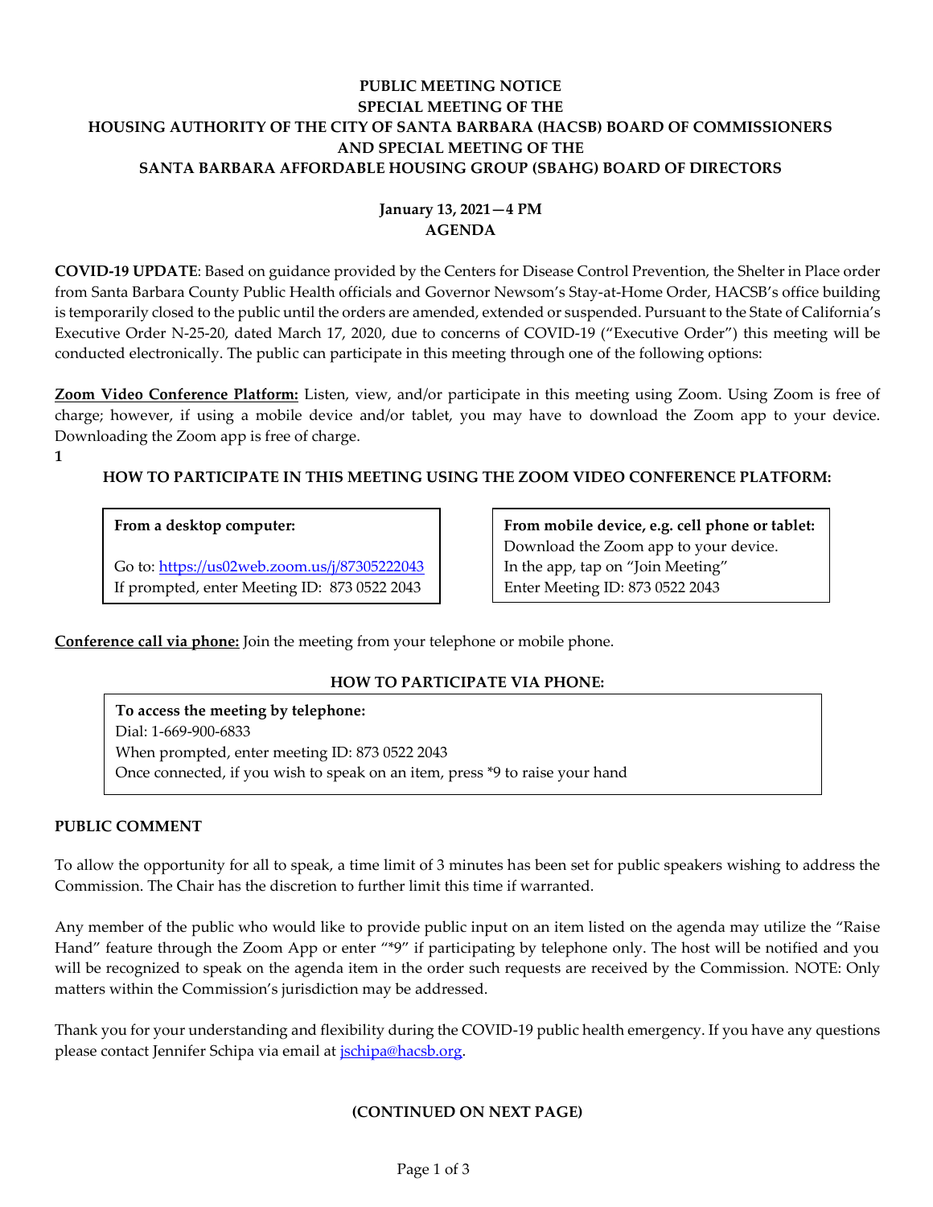# PUBLIC MEETING NOTICE
# SPECIAL MEETING OF THE
# HOUSING AUTHORITY OF THE CITY OF SANTA BARBARA (HACSB) BOARD OF COMMISSIONERS
# AND SPECIAL MEETING OF THE
# SANTA BARBARA AFFORDABLE HOUSING GROUP (SBAHG) BOARD OF DIRECTORS

**January 13, 2021—4 PM**
**AGENDA**

**COVID-19 UPDATE**: Based on guidance provided by the Centers for Disease Control Prevention, the Shelter in Place order from Santa Barbara County Public Health officials and Governor Newsom's Stay-at-Home Order, HACSB's office building is temporarily closed to the public until the orders are amended, extended or suspended. Pursuant to the State of California's Executive Order N-25-20, dated March 17, 2020, due to concerns of COVID-19 ("Executive Order") this meeting will be conducted electronically. The public can participate in this meeting through one of the following options:

**Zoom Video Conference Platform:** Listen, view, and/or participate in this meeting using Zoom. Using Zoom is free of charge; however, if using a mobile device and/or tablet, you may have to download the Zoom app to your device. Downloading the Zoom app is free of charge.

1

### HOW TO PARTICIPATE IN THIS MEETING USING THE ZOOM VIDEO CONFERENCE PLATFORM:

| **From a desktop computer:** | **From mobile device, e.g. cell phone or tablet:** |
|---|---|
| Go to: https://us02web.zoom.us/j/87305222043<br>If prompted, enter Meeting ID: 873 0522 2043 | Download the Zoom app to your device.<br>In the app, tap on "Join Meeting"<br>Enter Meeting ID: 873 0522 2043 |

**Conference call via phone:** Join the meeting from your telephone or mobile phone.

### HOW TO PARTICIPATE VIA PHONE:

**To access the meeting by telephone:**
Dial: 1-669-900-6833
When prompted, enter meeting ID: 873 0522 2043
Once connected, if you wish to speak on an item, press *9 to raise your hand

### PUBLIC COMMENT

To allow the opportunity for all to speak, a time limit of 3 minutes has been set for public speakers wishing to address the Commission. The Chair has the discretion to further limit this time if warranted.

Any member of the public who would like to provide public input on an item listed on the agenda may utilize the "Raise Hand" feature through the Zoom App or enter "*9" if participating by telephone only. The host will be notified and you will be recognized to speak on the agenda item in the order such requests are received by the Commission. NOTE: Only matters within the Commission's jurisdiction may be addressed.

Thank you for your understanding and flexibility during the COVID-19 public health emergency. If you have any questions please contact Jennifer Schipa via email at jschipa@hacsb.org.

**(CONTINUED ON NEXT PAGE)**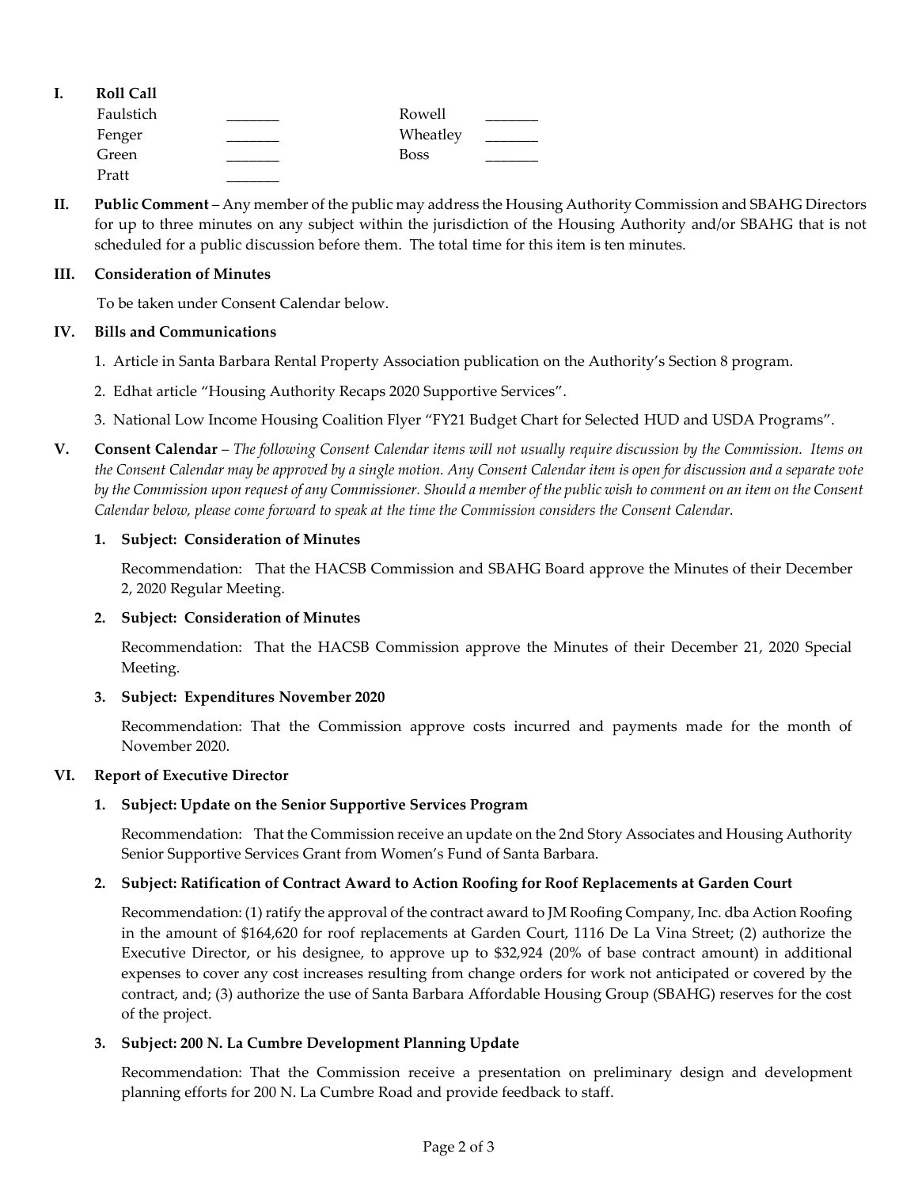**I. Roll Call**

| | | | |
|---|---|---|---|
| Faulstich | _______ | Rowell | _______ |
| Fenger | _______ | Wheatley | _______ |
| Green | _______ | Boss | _______ |
| Pratt | _______ | | |

**II. Public Comment** – Any member of the public may address the Housing Authority Commission and SBAHG Directors for up to three minutes on any subject within the jurisdiction of the Housing Authority and/or SBAHG that is not scheduled for a public discussion before them. The total time for this item is ten minutes.

**III. Consideration of Minutes**

To be taken under Consent Calendar below.

**IV. Bills and Communications**

1. Article in Santa Barbara Rental Property Association publication on the Authority's Section 8 program.
2. Edhat article "Housing Authority Recaps 2020 Supportive Services".
3. National Low Income Housing Coalition Flyer "FY21 Budget Chart for Selected HUD and USDA Programs".

**V. Consent Calendar** – *The following Consent Calendar items will not usually require discussion by the Commission. Items on the Consent Calendar may be approved by a single motion. Any Consent Calendar item is open for discussion and a separate vote by the Commission upon request of any Commissioner. Should a member of the public wish to comment on an item on the Consent Calendar below, please come forward to speak at the time the Commission considers the Consent Calendar.*

**1. Subject: Consideration of Minutes**

Recommendation: That the HACSB Commission and SBAHG Board approve the Minutes of their December 2, 2020 Regular Meeting.

**2. Subject: Consideration of Minutes**

Recommendation: That the HACSB Commission approve the Minutes of their December 21, 2020 Special Meeting.

**3. Subject: Expenditures November 2020**

Recommendation: That the Commission approve costs incurred and payments made for the month of November 2020.

**VI. Report of Executive Director**

**1. Subject: Update on the Senior Supportive Services Program**

Recommendation: That the Commission receive an update on the 2nd Story Associates and Housing Authority Senior Supportive Services Grant from Women's Fund of Santa Barbara.

**2. Subject: Ratification of Contract Award to Action Roofing for Roof Replacements at Garden Court**

Recommendation: (1) ratify the approval of the contract award to JM Roofing Company, Inc. dba Action Roofing in the amount of $164,620 for roof replacements at Garden Court, 1116 De La Vina Street; (2) authorize the Executive Director, or his designee, to approve up to $32,924 (20% of base contract amount) in additional expenses to cover any cost increases resulting from change orders for work not anticipated or covered by the contract, and; (3) authorize the use of Santa Barbara Affordable Housing Group (SBAHG) reserves for the cost of the project.

**3. Subject: 200 N. La Cumbre Development Planning Update**

Recommendation: That the Commission receive a presentation on preliminary design and development planning efforts for 200 N. La Cumbre Road and provide feedback to staff.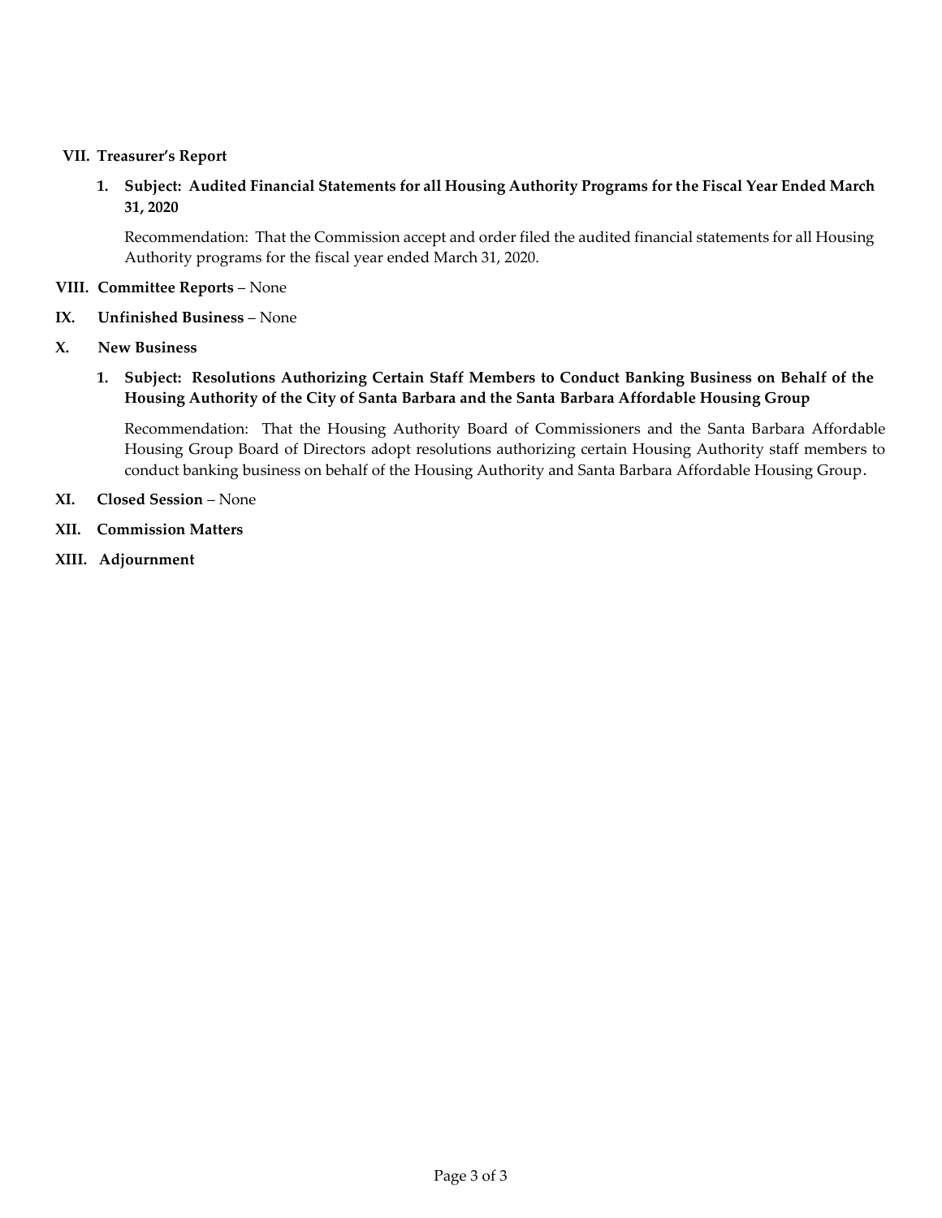**VII. Treasurer's Report**

1. **Subject: Audited Financial Statements for all Housing Authority Programs for the Fiscal Year Ended March 31, 2020**

   Recommendation: That the Commission accept and order filed the audited financial statements for all Housing Authority programs for the fiscal year ended March 31, 2020.

**VIII. Committee Reports** – None

**IX. Unfinished Business** – None

**X. New Business**

1. **Subject: Resolutions Authorizing Certain Staff Members to Conduct Banking Business on Behalf of the Housing Authority of the City of Santa Barbara and the Santa Barbara Affordable Housing Group**

   Recommendation: That the Housing Authority Board of Commissioners and the Santa Barbara Affordable Housing Group Board of Directors adopt resolutions authorizing certain Housing Authority staff members to conduct banking business on behalf of the Housing Authority and Santa Barbara Affordable Housing Group.

**XI. Closed Session** – None

**XII. Commission Matters**

**XIII. Adjournment**